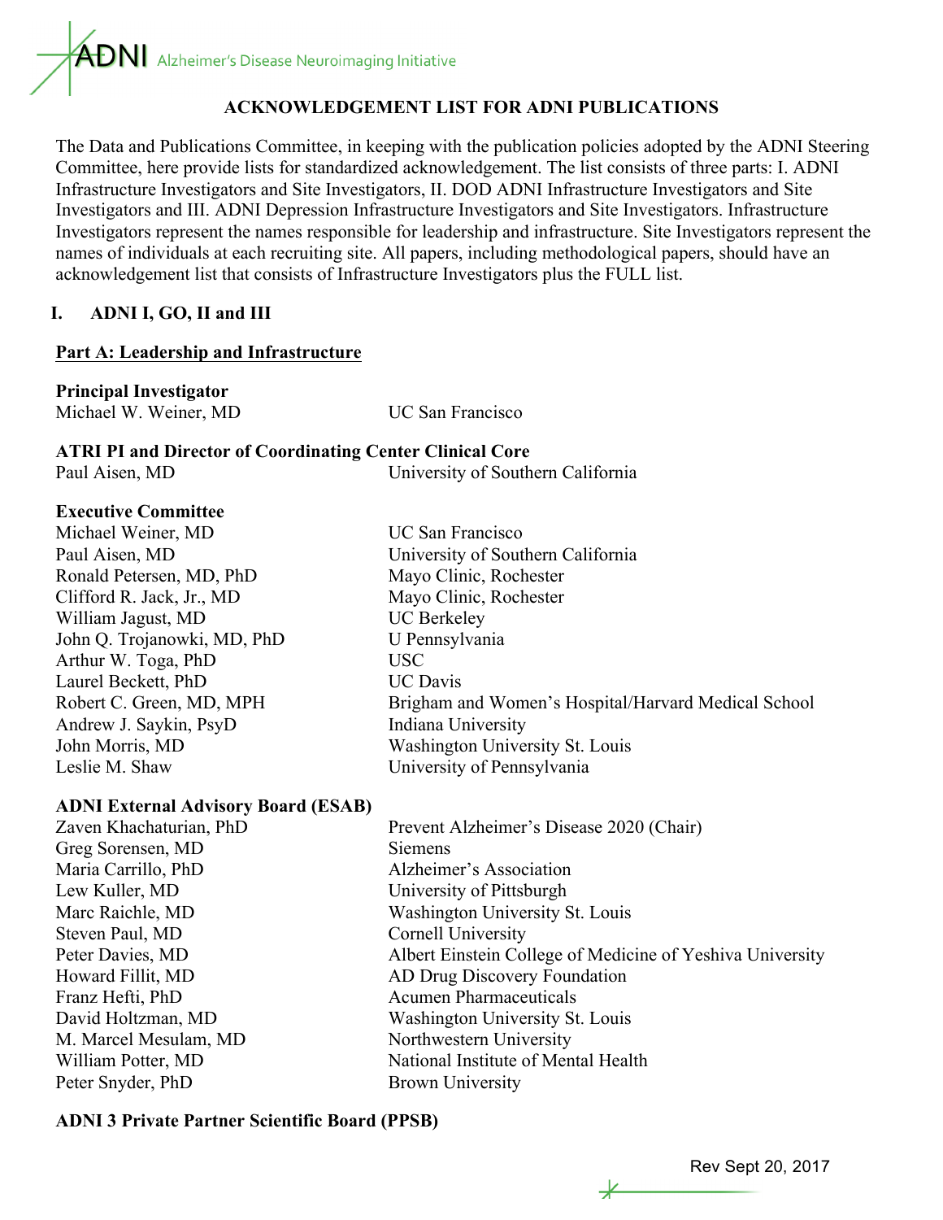ADNI Alzheimer's Disease Neuroimaging Initiative

## ACKNOWLEDGEMENT LIST FOR ADNI PUBLICATIONS

The Data and Publications Committee, in keeping with the publication policies adopted by the ADNI Steering Committee, here provide lists for standardized acknowledgement. The list consists of three parts: I. ADNI Infrastructure Investigators and Site Investigators, II. DOD ADNI Infrastructure Investigators and Site Investigators and III. ADNI Depression Infrastructure Investigators and Site Investigators. Infrastructure Investigators represent the names responsible for leadership and infrastructure. Site Investigators represent the names of individuals at each recruiting site. All papers, including methodological papers, should have an acknowledgement list that consists of Infrastructure Investigators plus the FULL list.

# I. ADNI I, GO, II and III

## Part A: Leadership and Infrastructure

**Principal Investigator**

| | |
|---|---|
| Michael W. Weiner, MD | UC San Francisco |

**ATRI PI and Director of Coordinating Center Clinical Core**

| | |
|---|---|
| Paul Aisen, MD | University of Southern California |

**Executive Committee**

| | |
|---|---|
| Michael Weiner, MD | UC San Francisco |
| Paul Aisen, MD | University of Southern California |
| Ronald Petersen, MD, PhD | Mayo Clinic, Rochester |
| Clifford R. Jack, Jr., MD | Mayo Clinic, Rochester |
| William Jagust, MD | UC Berkeley |
| John Q. Trojanowki, MD, PhD | U Pennsylvania |
| Arthur W. Toga, PhD | USC |
| Laurel Beckett, PhD | UC Davis |
| Robert C. Green, MD, MPH | Brigham and Women's Hospital/Harvard Medical School |
| Andrew J. Saykin, PsyD | Indiana University |
| John Morris, MD | Washington University St. Louis |
| Leslie M. Shaw | University of Pennsylvania |

**ADNI External Advisory Board (ESAB)**

| | |
|---|---|
| Zaven Khachaturian, PhD | Prevent Alzheimer's Disease 2020 (Chair) |
| Greg Sorensen, MD | Siemens |
| Maria Carrillo, PhD | Alzheimer's Association |
| Lew Kuller, MD | University of Pittsburgh |
| Marc Raichle, MD | Washington University St. Louis |
| Steven Paul, MD | Cornell University |
| Peter Davies, MD | Albert Einstein College of Medicine of Yeshiva University |
| Howard Fillit, MD | AD Drug Discovery Foundation |
| Franz Hefti, PhD | Acumen Pharmaceuticals |
| David Holtzman, MD | Washington University St. Louis |
| M. Marcel Mesulam, MD | Northwestern University |
| William Potter, MD | National Institute of Mental Health |
| Peter Snyder, PhD | Brown University |

**ADNI 3 Private Partner Scientific Board (PPSB)**

Rev Sept 20, 2017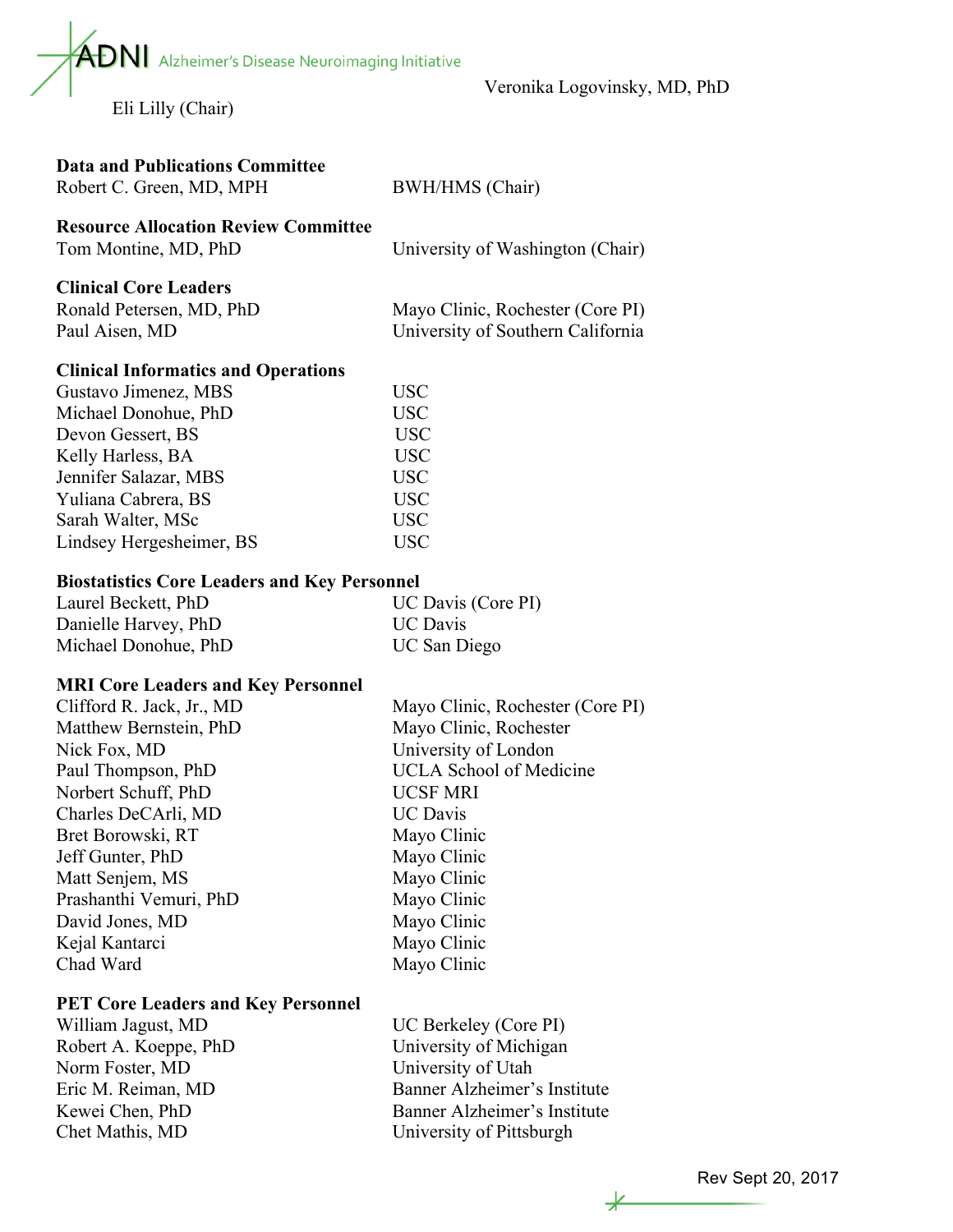Veronika Logovinsky, MD, PhD

Eli Lilly (Chair)

**Data and Publications Committee**

| | |
|---|---|
| Robert C. Green, MD, MPH | BWH/HMS (Chair) |

**Resource Allocation Review Committee**

| | |
|---|---|
| Tom Montine, MD, PhD | University of Washington (Chair) |

**Clinical Core Leaders**

| | |
|---|---|
| Ronald Petersen, MD, PhD | Mayo Clinic, Rochester (Core PI) |
| Paul Aisen, MD | University of Southern California |

**Clinical Informatics and Operations**

| | |
|---|---|
| Gustavo Jimenez, MBS | USC |
| Michael Donohue, PhD | USC |
| Devon Gessert, BS | USC |
| Kelly Harless, BA | USC |
| Jennifer Salazar, MBS | USC |
| Yuliana Cabrera, BS | USC |
| Sarah Walter, MSc | USC |
| Lindsey Hergesheimer, BS | USC |

**Biostatistics Core Leaders and Key Personnel**

| | |
|---|---|
| Laurel Beckett, PhD | UC Davis (Core PI) |
| Danielle Harvey, PhD | UC Davis |
| Michael Donohue, PhD | UC San Diego |

**MRI Core Leaders and Key Personnel**

| | |
|---|---|
| Clifford R. Jack, Jr., MD | Mayo Clinic, Rochester (Core PI) |
| Matthew Bernstein, PhD | Mayo Clinic, Rochester |
| Nick Fox, MD | University of London |
| Paul Thompson, PhD | UCLA School of Medicine |
| Norbert Schuff, PhD | UCSF MRI |
| Charles DeCArli, MD | UC Davis |
| Bret Borowski, RT | Mayo Clinic |
| Jeff Gunter, PhD | Mayo Clinic |
| Matt Senjem, MS | Mayo Clinic |
| Prashanthi Vemuri, PhD | Mayo Clinic |
| David Jones, MD | Mayo Clinic |
| Kejal Kantarci | Mayo Clinic |
| Chad Ward | Mayo Clinic |

**PET Core Leaders and Key Personnel**

| | |
|---|---|
| William Jagust, MD | UC Berkeley (Core PI) |
| Robert A. Koeppe, PhD | University of Michigan |
| Norm Foster, MD | University of Utah |
| Eric M. Reiman, MD | Banner Alzheimer's Institute |
| Kewei Chen, PhD | Banner Alzheimer's Institute |
| Chet Mathis, MD | University of Pittsburgh |

Rev Sept 20, 2017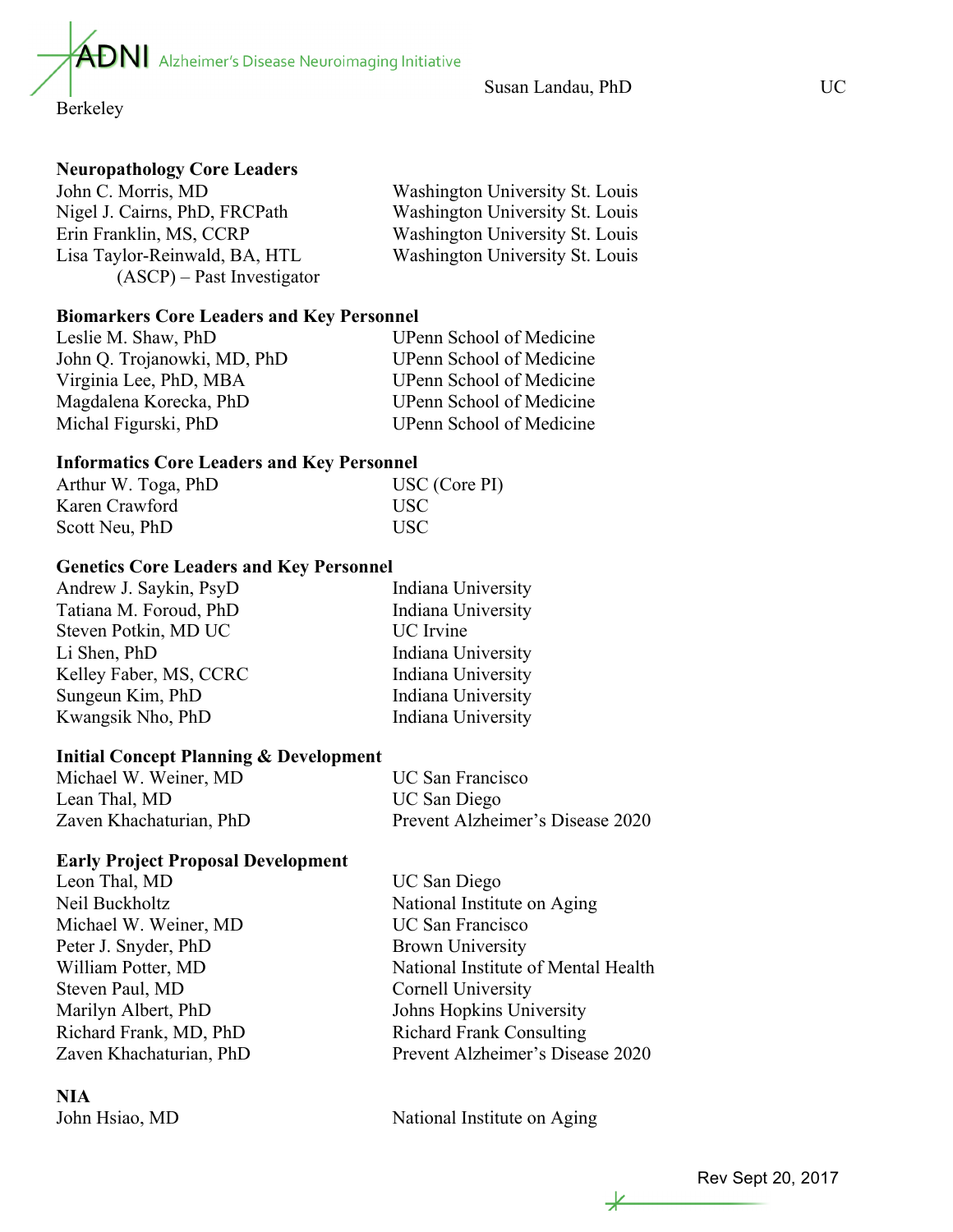Susan Landau, PhD UC Berkeley

**Neuropathology Core Leaders**

| | |
|---|---|
| John C. Morris, MD | Washington University St. Louis |
| Nigel J. Cairns, PhD, FRCPath | Washington University St. Louis |
| Erin Franklin, MS, CCRP | Washington University St. Louis |
| Lisa Taylor-Reinwald, BA, HTL (ASCP) – Past Investigator | Washington University St. Louis |

**Biomarkers Core Leaders and Key Personnel**

| | |
|---|---|
| Leslie M. Shaw, PhD | UPenn School of Medicine |
| John Q. Trojanowki, MD, PhD | UPenn School of Medicine |
| Virginia Lee, PhD, MBA | UPenn School of Medicine |
| Magdalena Korecka, PhD | UPenn School of Medicine |
| Michal Figurski, PhD | UPenn School of Medicine |

**Informatics Core Leaders and Key Personnel**

| | |
|---|---|
| Arthur W. Toga, PhD | USC (Core PI) |
| Karen Crawford | USC |
| Scott Neu, PhD | USC |

**Genetics Core Leaders and Key Personnel**

| | |
|---|---|
| Andrew J. Saykin, PsyD | Indiana University |
| Tatiana M. Foroud, PhD | Indiana University |
| Steven Potkin, MD UC | UC Irvine |
| Li Shen, PhD | Indiana University |
| Kelley Faber, MS, CCRC | Indiana University |
| Sungeun Kim, PhD | Indiana University |
| Kwangsik Nho, PhD | Indiana University |

**Initial Concept Planning & Development**

| | |
|---|---|
| Michael W. Weiner, MD | UC San Francisco |
| Lean Thal, MD | UC San Diego |
| Zaven Khachaturian, PhD | Prevent Alzheimer's Disease 2020 |

**Early Project Proposal Development**

| | |
|---|---|
| Leon Thal, MD | UC San Diego |
| Neil Buckholtz | National Institute on Aging |
| Michael W. Weiner, MD | UC San Francisco |
| Peter J. Snyder, PhD | Brown University |
| William Potter, MD | National Institute of Mental Health |
| Steven Paul, MD | Cornell University |
| Marilyn Albert, PhD | Johns Hopkins University |
| Richard Frank, MD, PhD | Richard Frank Consulting |
| Zaven Khachaturian, PhD | Prevent Alzheimer's Disease 2020 |

**NIA**

| | |
|---|---|
| John Hsiao, MD | National Institute on Aging |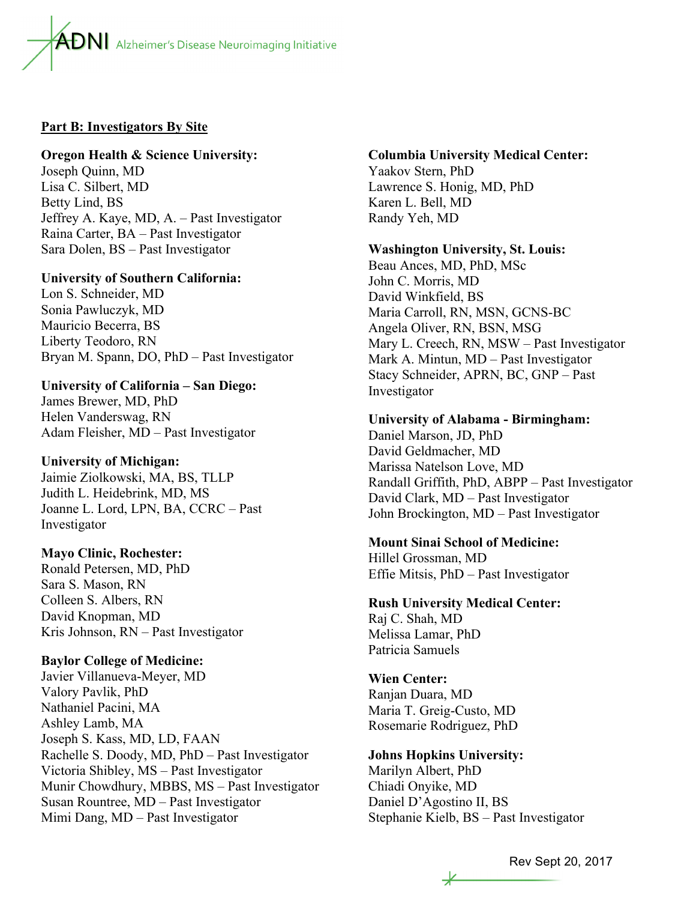## Part B: Investigators By Site

**Oregon Health & Science University:**
Joseph Quinn, MD
Lisa C. Silbert, MD
Betty Lind, BS
Jeffrey A. Kaye, MD, A. – Past Investigator
Raina Carter, BA – Past Investigator
Sara Dolen, BS – Past Investigator

**University of Southern California:**
Lon S. Schneider, MD
Sonia Pawluczyk, MD
Mauricio Becerra, BS
Liberty Teodoro, RN
Bryan M. Spann, DO, PhD – Past Investigator

**University of California – San Diego:**
James Brewer, MD, PhD
Helen Vanderswag, RN
Adam Fleisher, MD – Past Investigator

**University of Michigan:**
Jaimie Ziolkowski, MA, BS, TLLP
Judith L. Heidebrink, MD, MS
Joanne L. Lord, LPN, BA, CCRC – Past Investigator

**Mayo Clinic, Rochester:**
Ronald Petersen, MD, PhD
Sara S. Mason, RN
Colleen S. Albers, RN
David Knopman, MD
Kris Johnson, RN – Past Investigator

**Baylor College of Medicine:**
Javier Villanueva-Meyer, MD
Valory Pavlik, PhD
Nathaniel Pacini, MA
Ashley Lamb, MA
Joseph S. Kass, MD, LD, FAAN
Rachelle S. Doody, MD, PhD – Past Investigator
Victoria Shibley, MS – Past Investigator
Munir Chowdhury, MBBS, MS – Past Investigator
Susan Rountree, MD – Past Investigator
Mimi Dang, MD – Past Investigator

**Columbia University Medical Center:**
Yaakov Stern, PhD
Lawrence S. Honig, MD, PhD
Karen L. Bell, MD
Randy Yeh, MD

**Washington University, St. Louis:**
Beau Ances, MD, PhD, MSc
John C. Morris, MD
David Winkfield, BS
Maria Carroll, RN, MSN, GCNS-BC
Angela Oliver, RN, BSN, MSG
Mary L. Creech, RN, MSW – Past Investigator
Mark A. Mintun, MD – Past Investigator
Stacy Schneider, APRN, BC, GNP – Past Investigator

**University of Alabama - Birmingham:**
Daniel Marson, JD, PhD
David Geldmacher, MD
Marissa Natelson Love, MD
Randall Griffith, PhD, ABPP – Past Investigator
David Clark, MD – Past Investigator
John Brockington, MD – Past Investigator

**Mount Sinai School of Medicine:**
Hillel Grossman, MD
Effie Mitsis, PhD – Past Investigator

**Rush University Medical Center:**
Raj C. Shah, MD
Melissa Lamar, PhD
Patricia Samuels

**Wien Center:**
Ranjan Duara, MD
Maria T. Greig-Custo, MD
Rosemarie Rodriguez, PhD

**Johns Hopkins University:**
Marilyn Albert, PhD
Chiadi Onyike, MD
Daniel D'Agostino II, BS
Stephanie Kielb, BS – Past Investigator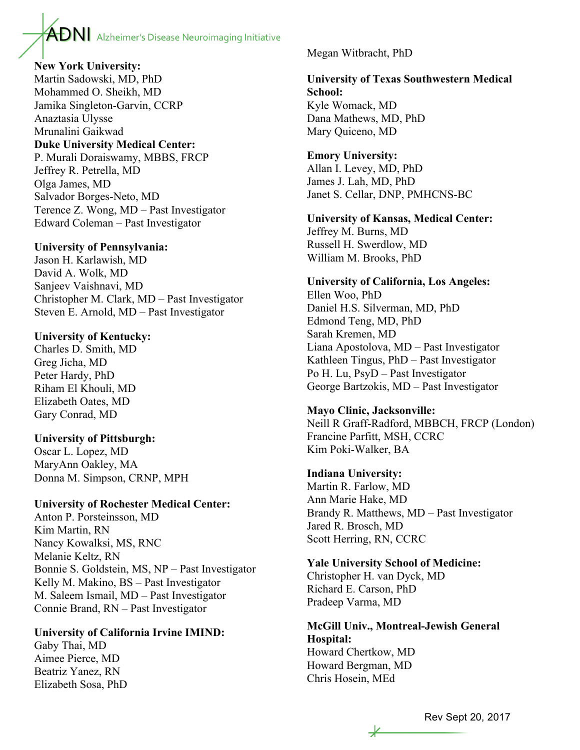**New York University:**
Martin Sadowski, MD, PhD
Mohammed O. Sheikh, MD
Jamika Singleton-Garvin, CCRP
Anaztasia Ulysse
Mrunalini Gaikwad

**Duke University Medical Center:**
P. Murali Doraiswamy, MBBS, FRCP
Jeffrey R. Petrella, MD
Olga James, MD
Salvador Borges-Neto, MD
Terence Z. Wong, MD – Past Investigator
Edward Coleman – Past Investigator

**University of Pennsylvania:**
Jason H. Karlawish, MD
David A. Wolk, MD
Sanjeev Vaishnavi, MD
Christopher M. Clark, MD – Past Investigator
Steven E. Arnold, MD – Past Investigator

**University of Kentucky:**
Charles D. Smith, MD
Greg Jicha, MD
Peter Hardy, PhD
Riham El Khouli, MD
Elizabeth Oates, MD
Gary Conrad, MD

**University of Pittsburgh:**
Oscar L. Lopez, MD
MaryAnn Oakley, MA
Donna M. Simpson, CRNP, MPH

**University of Rochester Medical Center:**
Anton P. Porsteinsson, MD
Kim Martin, RN
Nancy Kowalksi, MS, RNC
Melanie Keltz, RN
Bonnie S. Goldstein, MS, NP – Past Investigator
Kelly M. Makino, BS – Past Investigator
M. Saleem Ismail, MD – Past Investigator
Connie Brand, RN – Past Investigator

**University of California Irvine IMIND:**
Gaby Thai, MD
Aimee Pierce, MD
Beatriz Yanez, RN
Elizabeth Sosa, PhD
Megan Witbracht, PhD

**University of Texas Southwestern Medical School:**
Kyle Womack, MD
Dana Mathews, MD, PhD
Mary Quiceno, MD

**Emory University:**
Allan I. Levey, MD, PhD
James J. Lah, MD, PhD
Janet S. Cellar, DNP, PMHCNS-BC

**University of Kansas, Medical Center:**
Jeffrey M. Burns, MD
Russell H. Swerdlow, MD
William M. Brooks, PhD

**University of California, Los Angeles:**
Ellen Woo, PhD
Daniel H.S. Silverman, MD, PhD
Edmond Teng, MD, PhD
Sarah Kremen, MD
Liana Apostolova, MD – Past Investigator
Kathleen Tingus, PhD – Past Investigator
Po H. Lu, PsyD – Past Investigator
George Bartzokis, MD – Past Investigator

**Mayo Clinic, Jacksonville:**
Neill R Graff-Radford, MBBCH, FRCP (London)
Francine Parfitt, MSH, CCRC
Kim Poki-Walker, BA

**Indiana University:**
Martin R. Farlow, MD
Ann Marie Hake, MD
Brandy R. Matthews, MD – Past Investigator
Jared R. Brosch, MD
Scott Herring, RN, CCRC

**Yale University School of Medicine:**
Christopher H. van Dyck, MD
Richard E. Carson, PhD
Pradeep Varma, MD

**McGill Univ., Montreal-Jewish General Hospital:**
Howard Chertkow, MD
Howard Bergman, MD
Chris Hosein, MEd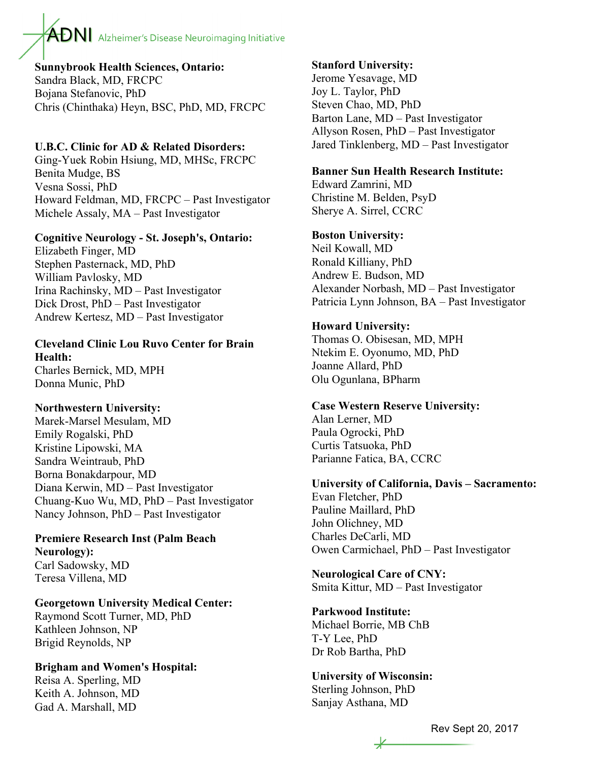**Sunnybrook Health Sciences, Ontario:**
Sandra Black, MD, FRCPC
Bojana Stefanovic, PhD
Chris (Chinthaka) Heyn, BSC, PhD, MD, FRCPC

**U.B.C. Clinic for AD & Related Disorders:**
Ging-Yuek Robin Hsiung, MD, MHSc, FRCPC
Benita Mudge, BS
Vesna Sossi, PhD
Howard Feldman, MD, FRCPC – Past Investigator
Michele Assaly, MA – Past Investigator

**Cognitive Neurology - St. Joseph's, Ontario:**
Elizabeth Finger, MD
Stephen Pasternack, MD, PhD
William Pavlosky, MD
Irina Rachinsky, MD – Past Investigator
Dick Drost, PhD – Past Investigator
Andrew Kertesz, MD – Past Investigator

**Cleveland Clinic Lou Ruvo Center for Brain Health:**
Charles Bernick, MD, MPH
Donna Munic, PhD

**Northwestern University:**
Marek-Marsel Mesulam, MD
Emily Rogalski, PhD
Kristine Lipowski, MA
Sandra Weintraub, PhD
Borna Bonakdarpour, MD
Diana Kerwin, MD – Past Investigator
Chuang-Kuo Wu, MD, PhD – Past Investigator
Nancy Johnson, PhD – Past Investigator

**Premiere Research Inst (Palm Beach Neurology):**
Carl Sadowsky, MD
Teresa Villena, MD

**Georgetown University Medical Center:**
Raymond Scott Turner, MD, PhD
Kathleen Johnson, NP
Brigid Reynolds, NP

**Brigham and Women's Hospital:**
Reisa A. Sperling, MD
Keith A. Johnson, MD
Gad A. Marshall, MD

**Stanford University:**
Jerome Yesavage, MD
Joy L. Taylor, PhD
Steven Chao, MD, PhD
Barton Lane, MD – Past Investigator
Allyson Rosen, PhD – Past Investigator
Jared Tinklenberg, MD – Past Investigator

**Banner Sun Health Research Institute:**
Edward Zamrini, MD
Christine M. Belden, PsyD
Sherye A. Sirrel, CCRC

**Boston University:**
Neil Kowall, MD
Ronald Killiany, PhD
Andrew E. Budson, MD
Alexander Norbash, MD – Past Investigator
Patricia Lynn Johnson, BA – Past Investigator

**Howard University:**
Thomas O. Obisesan, MD, MPH
Ntekim E. Oyonumo, MD, PhD
Joanne Allard, PhD
Olu Ogunlana, BPharm

**Case Western Reserve University:**
Alan Lerner, MD
Paula Ogrocki, PhD
Curtis Tatsuoka, PhD
Parianne Fatica, BA, CCRC

**University of California, Davis – Sacramento:**
Evan Fletcher, PhD
Pauline Maillard, PhD
John Olichney, MD
Charles DeCarli, MD
Owen Carmichael, PhD – Past Investigator

**Neurological Care of CNY:**
Smita Kittur, MD – Past Investigator

**Parkwood Institute:**
Michael Borrie, MB ChB
T-Y Lee, PhD
Dr Rob Bartha, PhD

**University of Wisconsin:**
Sterling Johnson, PhD
Sanjay Asthana, MD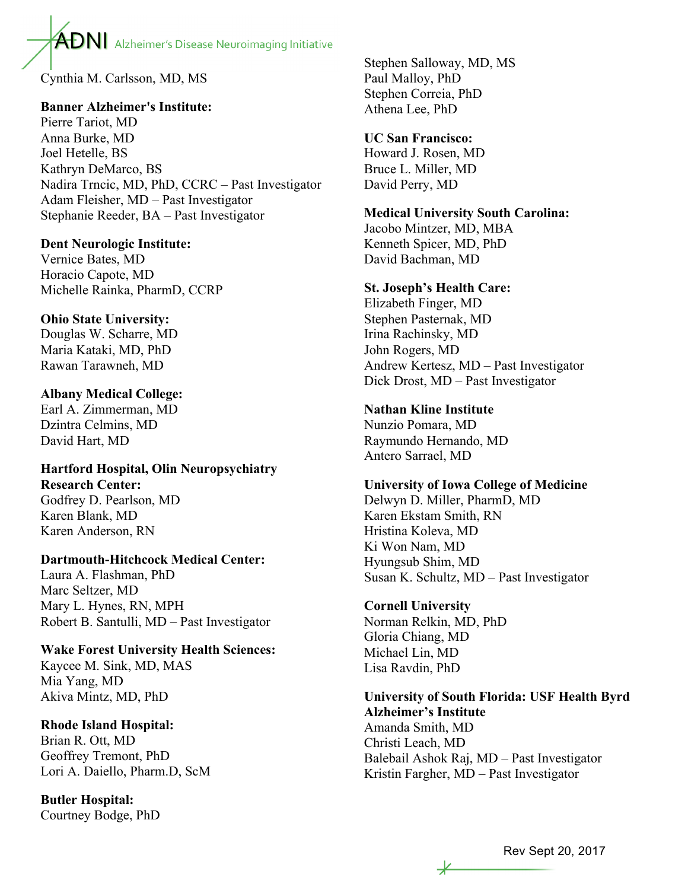Cynthia M. Carlsson, MD, MS

**Banner Alzheimer's Institute:**
Pierre Tariot, MD
Anna Burke, MD
Joel Hetelle, BS
Kathryn DeMarco, BS
Nadira Trncic, MD, PhD, CCRC – Past Investigator
Adam Fleisher, MD – Past Investigator
Stephanie Reeder, BA – Past Investigator

**Dent Neurologic Institute:**
Vernice Bates, MD
Horacio Capote, MD
Michelle Rainka, PharmD, CCRP

**Ohio State University:**
Douglas W. Scharre, MD
Maria Kataki, MD, PhD
Rawan Tarawneh, MD

**Albany Medical College:**
Earl A. Zimmerman, MD
Dzintra Celmins, MD
David Hart, MD

**Hartford Hospital, Olin Neuropsychiatry Research Center:**
Godfrey D. Pearlson, MD
Karen Blank, MD
Karen Anderson, RN

**Dartmouth-Hitchcock Medical Center:**
Laura A. Flashman, PhD
Marc Seltzer, MD
Mary L. Hynes, RN, MPH
Robert B. Santulli, MD – Past Investigator

**Wake Forest University Health Sciences:**
Kaycee M. Sink, MD, MAS
Mia Yang, MD
Akiva Mintz, MD, PhD

**Rhode Island Hospital:**
Brian R. Ott, MD
Geoffrey Tremont, PhD
Lori A. Daiello, Pharm.D, ScM

**Butler Hospital:**
Courtney Bodge, PhD
Stephen Salloway, MD, MS
Paul Malloy, PhD
Stephen Correia, PhD
Athena Lee, PhD

**UC San Francisco:**
Howard J. Rosen, MD
Bruce L. Miller, MD
David Perry, MD

**Medical University South Carolina:**
Jacobo Mintzer, MD, MBA
Kenneth Spicer, MD, PhD
David Bachman, MD

**St. Joseph's Health Care:**
Elizabeth Finger, MD
Stephen Pasternak, MD
Irina Rachinsky, MD
John Rogers, MD
Andrew Kertesz, MD – Past Investigator
Dick Drost, MD – Past Investigator

**Nathan Kline Institute**
Nunzio Pomara, MD
Raymundo Hernando, MD
Antero Sarrael, MD

**University of Iowa College of Medicine**
Delwyn D. Miller, PharmD, MD
Karen Ekstam Smith, RN
Hristina Koleva, MD
Ki Won Nam, MD
Hyungsub Shim, MD
Susan K. Schultz, MD – Past Investigator

**Cornell University**
Norman Relkin, MD, PhD
Gloria Chiang, MD
Michael Lin, MD
Lisa Ravdin, PhD

**University of South Florida: USF Health Byrd Alzheimer's Institute**
Amanda Smith, MD
Christi Leach, MD
Balebail Ashok Raj, MD – Past Investigator
Kristin Fargher, MD – Past Investigator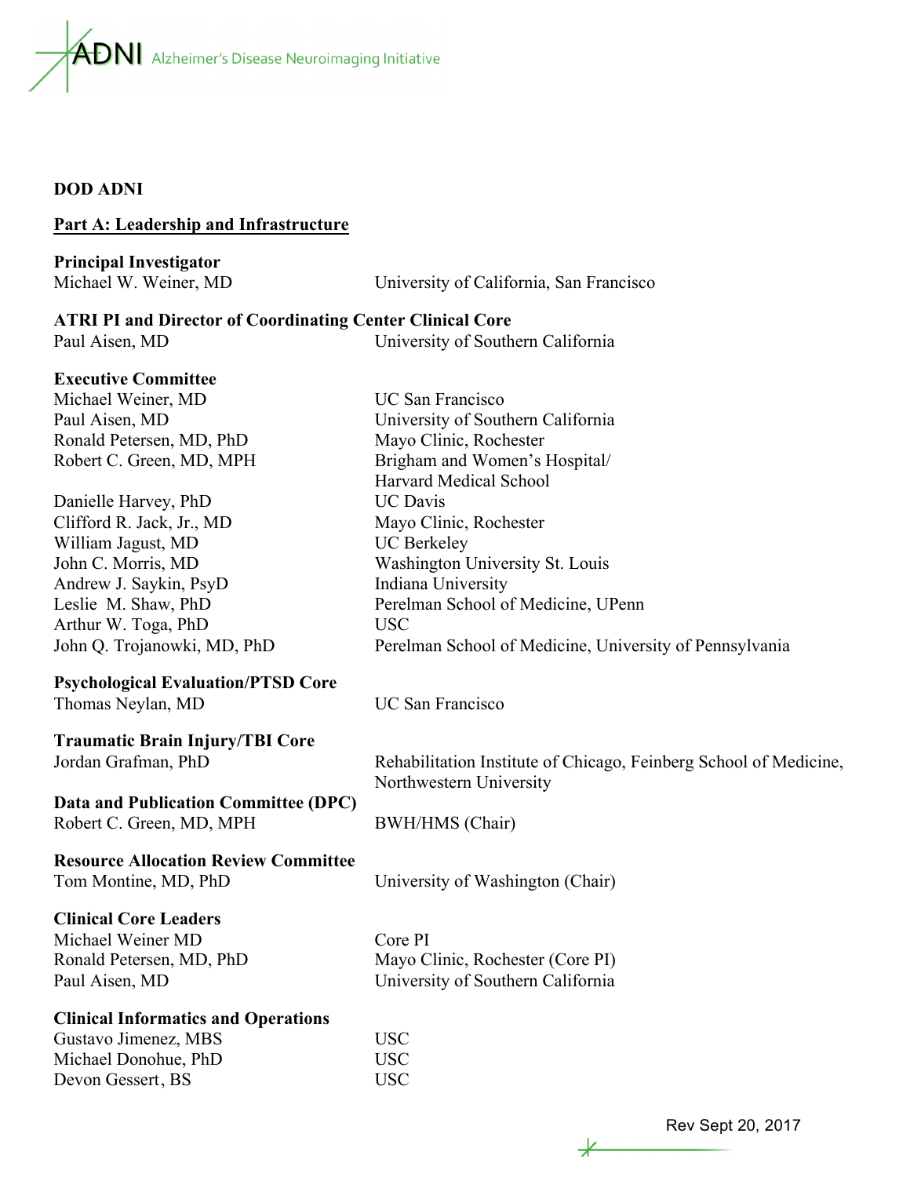**DOD ADNI**

**Part A: Leadership and Infrastructure**

**Principal Investigator**
Michael W. Weiner, MD — University of California, San Francisco

**ATRI PI and Director of Coordinating Center Clinical Core**
Paul Aisen, MD — University of Southern California

**Executive Committee**

| | |
|---|---|
| Michael Weiner, MD | UC San Francisco |
| Paul Aisen, MD | University of Southern California |
| Ronald Petersen, MD, PhD | Mayo Clinic, Rochester |
| Robert C. Green, MD, MPH | Brigham and Women's Hospital/ Harvard Medical School |
| Danielle Harvey, PhD | UC Davis |
| Clifford R. Jack, Jr., MD | Mayo Clinic, Rochester |
| William Jagust, MD | UC Berkeley |
| John C. Morris, MD | Washington University St. Louis |
| Andrew J. Saykin, PsyD | Indiana University |
| Leslie M. Shaw, PhD | Perelman School of Medicine, UPenn |
| Arthur W. Toga, PhD | USC |
| John Q. Trojanowki, MD, PhD | Perelman School of Medicine, University of Pennsylvania |

**Psychological Evaluation/PTSD Core**
Thomas Neylan, MD — UC San Francisco

**Traumatic Brain Injury/TBI Core**
Jordan Grafman, PhD — Rehabilitation Institute of Chicago, Feinberg School of Medicine, Northwestern University

**Data and Publication Committee (DPC)**
Robert C. Green, MD, MPH — BWH/HMS (Chair)

**Resource Allocation Review Committee**
Tom Montine, MD, PhD — University of Washington (Chair)

**Clinical Core Leaders**

| | |
|---|---|
| Michael Weiner MD | Core PI |
| Ronald Petersen, MD, PhD | Mayo Clinic, Rochester (Core PI) |
| Paul Aisen, MD | University of Southern California |

**Clinical Informatics and Operations**

| | |
|---|---|
| Gustavo Jimenez, MBS | USC |
| Michael Donohue, PhD | USC |
| Devon Gessert, BS | USC |

Rev Sept 20, 2017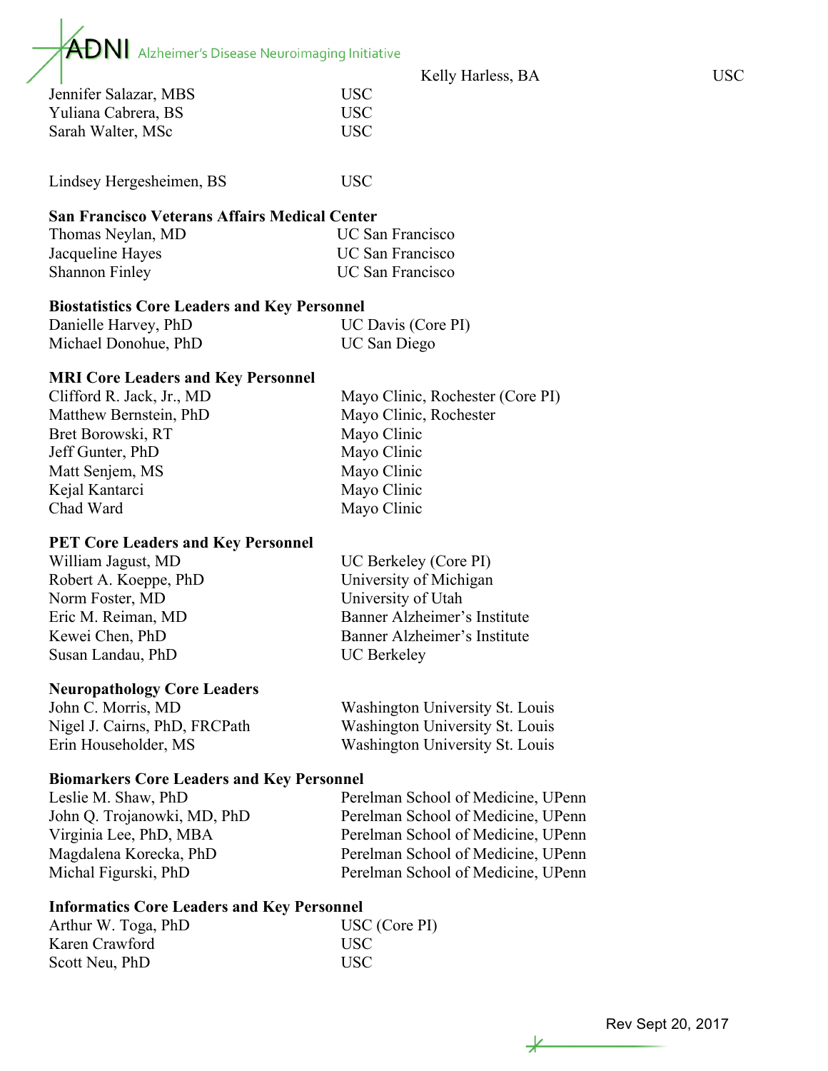| | |
|---|---|
| Kelly Harless, BA | USC |
| Jennifer Salazar, MBS | USC |
| Yuliana Cabrera, BS | USC |
| Sarah Walter, MSc | USC |
| Lindsey Hergesheimen, BS | USC |

**San Francisco Veterans Affairs Medical Center**

| | |
|---|---|
| Thomas Neylan, MD | UC San Francisco |
| Jacqueline Hayes | UC San Francisco |
| Shannon Finley | UC San Francisco |

**Biostatistics Core Leaders and Key Personnel**

| | |
|---|---|
| Danielle Harvey, PhD | UC Davis (Core PI) |
| Michael Donohue, PhD | UC San Diego |

**MRI Core Leaders and Key Personnel**

| | |
|---|---|
| Clifford R. Jack, Jr., MD | Mayo Clinic, Rochester (Core PI) |
| Matthew Bernstein, PhD | Mayo Clinic, Rochester |
| Bret Borowski, RT | Mayo Clinic |
| Jeff Gunter, PhD | Mayo Clinic |
| Matt Senjem, MS | Mayo Clinic |
| Kejal Kantarci | Mayo Clinic |
| Chad Ward | Mayo Clinic |

**PET Core Leaders and Key Personnel**

| | |
|---|---|
| William Jagust, MD | UC Berkeley (Core PI) |
| Robert A. Koeppe, PhD | University of Michigan |
| Norm Foster, MD | University of Utah |
| Eric M. Reiman, MD | Banner Alzheimer's Institute |
| Kewei Chen, PhD | Banner Alzheimer's Institute |
| Susan Landau, PhD | UC Berkeley |

**Neuropathology Core Leaders**

| | |
|---|---|
| John C. Morris, MD | Washington University St. Louis |
| Nigel J. Cairns, PhD, FRCPath | Washington University St. Louis |
| Erin Householder, MS | Washington University St. Louis |

**Biomarkers Core Leaders and Key Personnel**

| | |
|---|---|
| Leslie M. Shaw, PhD | Perelman School of Medicine, UPenn |
| John Q. Trojanowki, MD, PhD | Perelman School of Medicine, UPenn |
| Virginia Lee, PhD, MBA | Perelman School of Medicine, UPenn |
| Magdalena Korecka, PhD | Perelman School of Medicine, UPenn |
| Michal Figurski, PhD | Perelman School of Medicine, UPenn |

**Informatics Core Leaders and Key Personnel**

| | |
|---|---|
| Arthur W. Toga, PhD | USC (Core PI) |
| Karen Crawford | USC |
| Scott Neu, PhD | USC |

Rev Sept 20, 2017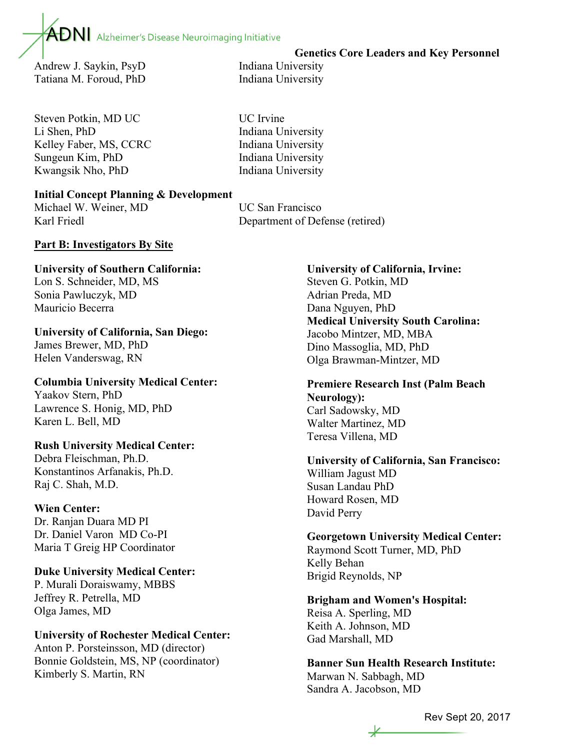**Genetics Core Leaders and Key Personnel**

Andrew J. Saykin, PsyD — Indiana University
Tatiana M. Foroud, PhD — Indiana University

Steven Potkin, MD UC — UC Irvine
Li Shen, PhD — Indiana University
Kelley Faber, MS, CCRC — Indiana University
Sungeun Kim, PhD — Indiana University
Kwangsik Nho, PhD — Indiana University

**Initial Concept Planning & Development**

Michael W. Weiner, MD — UC San Francisco
Karl Friedl — Department of Defense (retired)

**<u>Part B: Investigators By Site</u>**

**University of Southern California:**
Lon S. Schneider, MD, MS
Sonia Pawluczyk, MD
Mauricio Becerra

**University of California, San Diego:**
James Brewer, MD, PhD
Helen Vanderswag, RN

**Columbia University Medical Center:**
Yaakov Stern, PhD
Lawrence S. Honig, MD, PhD
Karen L. Bell, MD

**Rush University Medical Center:**
Debra Fleischman, Ph.D.
Konstantinos Arfanakis, Ph.D.
Raj C. Shah, M.D.

**Wien Center:**
Dr. Ranjan Duara MD PI
Dr. Daniel Varon MD Co-PI
Maria T Greig HP Coordinator

**Duke University Medical Center:**
P. Murali Doraiswamy, MBBS
Jeffrey R. Petrella, MD
Olga James, MD

**University of Rochester Medical Center:**
Anton P. Porsteinsson, MD (director)
Bonnie Goldstein, MS, NP (coordinator)
Kimberly S. Martin, RN

**University of California, Irvine:**
Steven G. Potkin, MD
Adrian Preda, MD
Dana Nguyen, PhD

**Medical University South Carolina:**
Jacobo Mintzer, MD, MBA
Dino Massoglia, MD, PhD
Olga Brawman-Mintzer, MD

**Premiere Research Inst (Palm Beach Neurology):**
Carl Sadowsky, MD
Walter Martinez, MD
Teresa Villena, MD

**University of California, San Francisco:**
William Jagust MD
Susan Landau PhD
Howard Rosen, MD
David Perry

**Georgetown University Medical Center:**
Raymond Scott Turner, MD, PhD
Kelly Behan
Brigid Reynolds, NP

**Brigham and Women's Hospital:**
Reisa A. Sperling, MD
Keith A. Johnson, MD
Gad Marshall, MD

**Banner Sun Health Research Institute:**
Marwan N. Sabbagh, MD
Sandra A. Jacobson, MD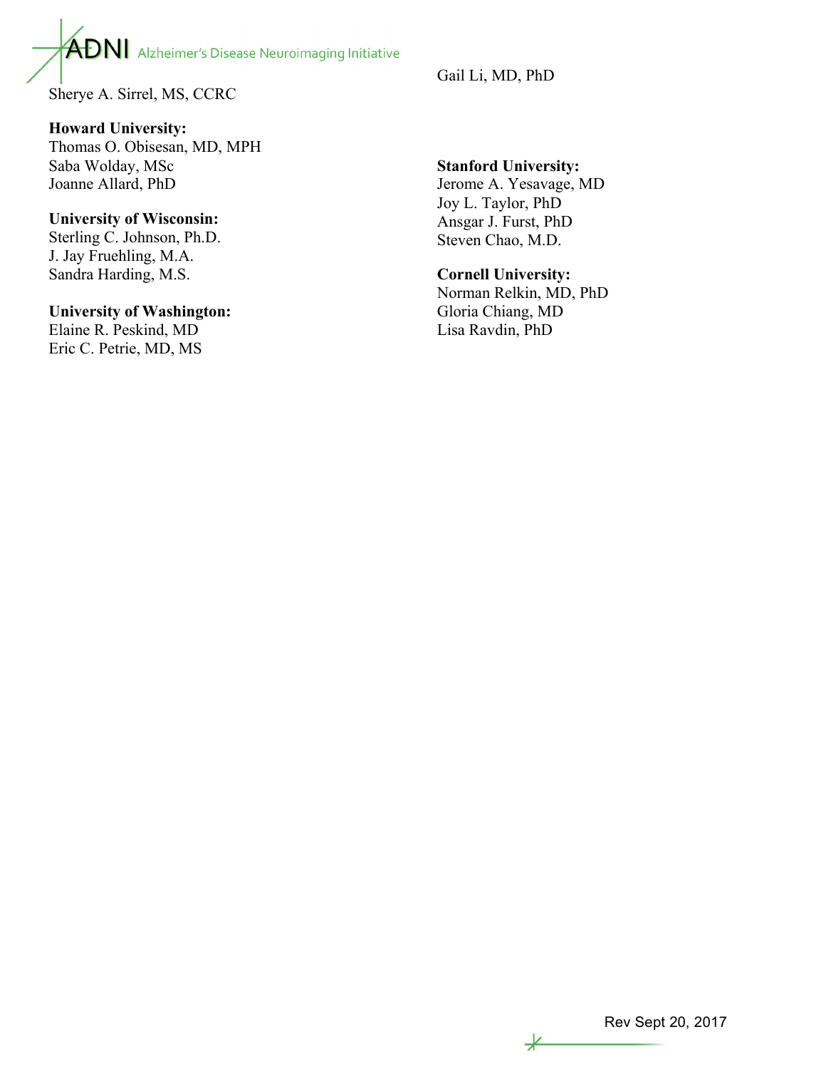Sherye A. Sirrel, MS, CCRC

**Howard University:**
Thomas O. Obisesan, MD, MPH
Saba Wolday, MSc
Joanne Allard, PhD

**University of Wisconsin:**
Sterling C. Johnson, Ph.D.
J. Jay Fruehling, M.A.
Sandra Harding, M.S.

**University of Washington:**
Elaine R. Peskind, MD
Eric C. Petrie, MD, MS
Gail Li, MD, PhD

**Stanford University:**
Jerome A. Yesavage, MD
Joy L. Taylor, PhD
Ansgar J. Furst, PhD
Steven Chao, M.D.

**Cornell University:**
Norman Relkin, MD, PhD
Gloria Chiang, MD
Lisa Ravdin, PhD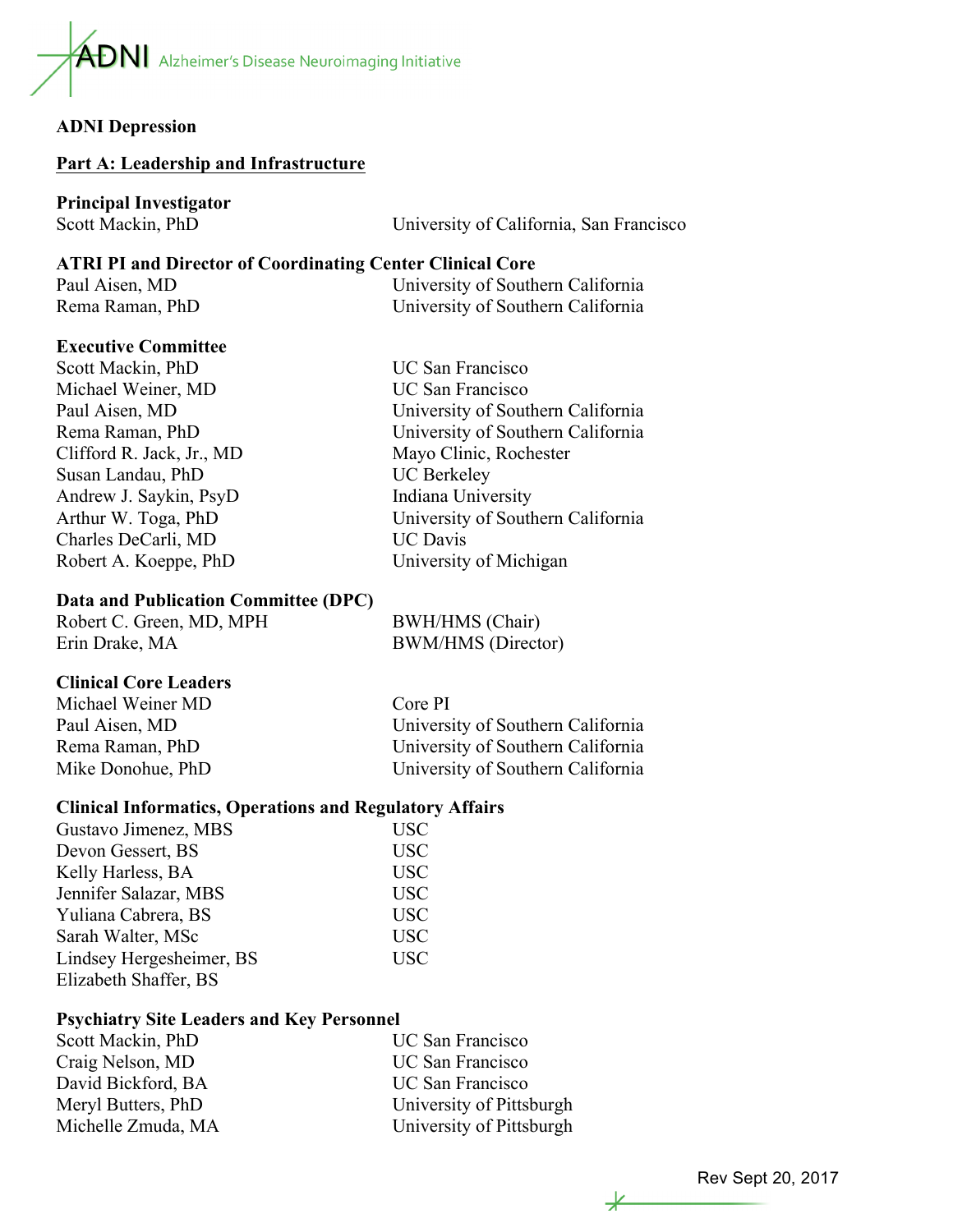ADNI Alzheimer's Disease Neuroimaging Initiative

**ADNI Depression**

## Part A: Leadership and Infrastructure

### Principal Investigator

| | |
|---|---|
| Scott Mackin, PhD | University of California, San Francisco |

### ATRI PI and Director of Coordinating Center Clinical Core

| | |
|---|---|
| Paul Aisen, MD | University of Southern California |
| Rema Raman, PhD | University of Southern California |

### Executive Committee

| | |
|---|---|
| Scott Mackin, PhD | UC San Francisco |
| Michael Weiner, MD | UC San Francisco |
| Paul Aisen, MD | University of Southern California |
| Rema Raman, PhD | University of Southern California |
| Clifford R. Jack, Jr., MD | Mayo Clinic, Rochester |
| Susan Landau, PhD | UC Berkeley |
| Andrew J. Saykin, PsyD | Indiana University |
| Arthur W. Toga, PhD | University of Southern California |
| Charles DeCarli, MD | UC Davis |
| Robert A. Koeppe, PhD | University of Michigan |

### Data and Publication Committee (DPC)

| | |
|---|---|
| Robert C. Green, MD, MPH | BWH/HMS (Chair) |
| Erin Drake, MA | BWM/HMS (Director) |

### Clinical Core Leaders

| | |
|---|---|
| Michael Weiner MD | Core PI |
| Paul Aisen, MD | University of Southern California |
| Rema Raman, PhD | University of Southern California |
| Mike Donohue, PhD | University of Southern California |

### Clinical Informatics, Operations and Regulatory Affairs

| | |
|---|---|
| Gustavo Jimenez, MBS | USC |
| Devon Gessert, BS | USC |
| Kelly Harless, BA | USC |
| Jennifer Salazar, MBS | USC |
| Yuliana Cabrera, BS | USC |
| Sarah Walter, MSc | USC |
| Lindsey Hergesheimer, BS | USC |
| Elizabeth Shaffer, BS | |

### Psychiatry Site Leaders and Key Personnel

| | |
|---|---|
| Scott Mackin, PhD | UC San Francisco |
| Craig Nelson, MD | UC San Francisco |
| David Bickford, BA | UC San Francisco |
| Meryl Butters, PhD | University of Pittsburgh |
| Michelle Zmuda, MA | University of Pittsburgh |

Rev Sept 20, 2017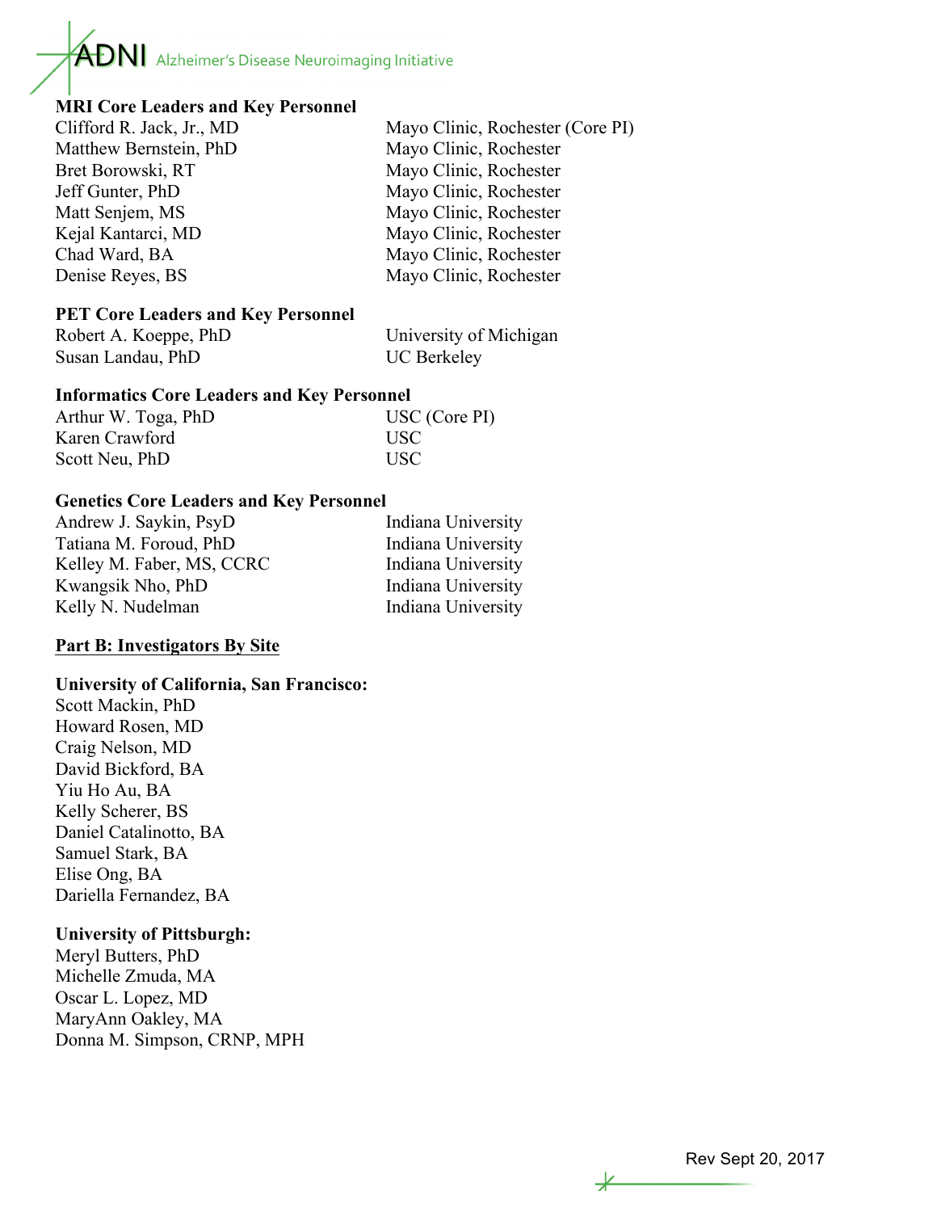**MRI Core Leaders and Key Personnel**

| | |
|---|---|
| Clifford R. Jack, Jr., MD | Mayo Clinic, Rochester (Core PI) |
| Matthew Bernstein, PhD | Mayo Clinic, Rochester |
| Bret Borowski, RT | Mayo Clinic, Rochester |
| Jeff Gunter, PhD | Mayo Clinic, Rochester |
| Matt Senjem, MS | Mayo Clinic, Rochester |
| Kejal Kantarci, MD | Mayo Clinic, Rochester |
| Chad Ward, BA | Mayo Clinic, Rochester |
| Denise Reyes, BS | Mayo Clinic, Rochester |

**PET Core Leaders and Key Personnel**

| | |
|---|---|
| Robert A. Koeppe, PhD | University of Michigan |
| Susan Landau, PhD | UC Berkeley |

**Informatics Core Leaders and Key Personnel**

| | |
|---|---|
| Arthur W. Toga, PhD | USC (Core PI) |
| Karen Crawford | USC |
| Scott Neu, PhD | USC |

**Genetics Core Leaders and Key Personnel**

| | |
|---|---|
| Andrew J. Saykin, PsyD | Indiana University |
| Tatiana M. Foroud, PhD | Indiana University |
| Kelley M. Faber, MS, CCRC | Indiana University |
| Kwangsik Nho, PhD | Indiana University |
| Kelly N. Nudelman | Indiana University |

## Part B: Investigators By Site

**University of California, San Francisco:**

Scott Mackin, PhD  
Howard Rosen, MD  
Craig Nelson, MD  
David Bickford, BA  
Yiu Ho Au, BA  
Kelly Scherer, BS  
Daniel Catalinotto, BA  
Samuel Stark, BA  
Elise Ong, BA  
Dariella Fernandez, BA

**University of Pittsburgh:**

Meryl Butters, PhD  
Michelle Zmuda, MA  
Oscar L. Lopez, MD  
MaryAnn Oakley, MA  
Donna M. Simpson, CRNP, MPH